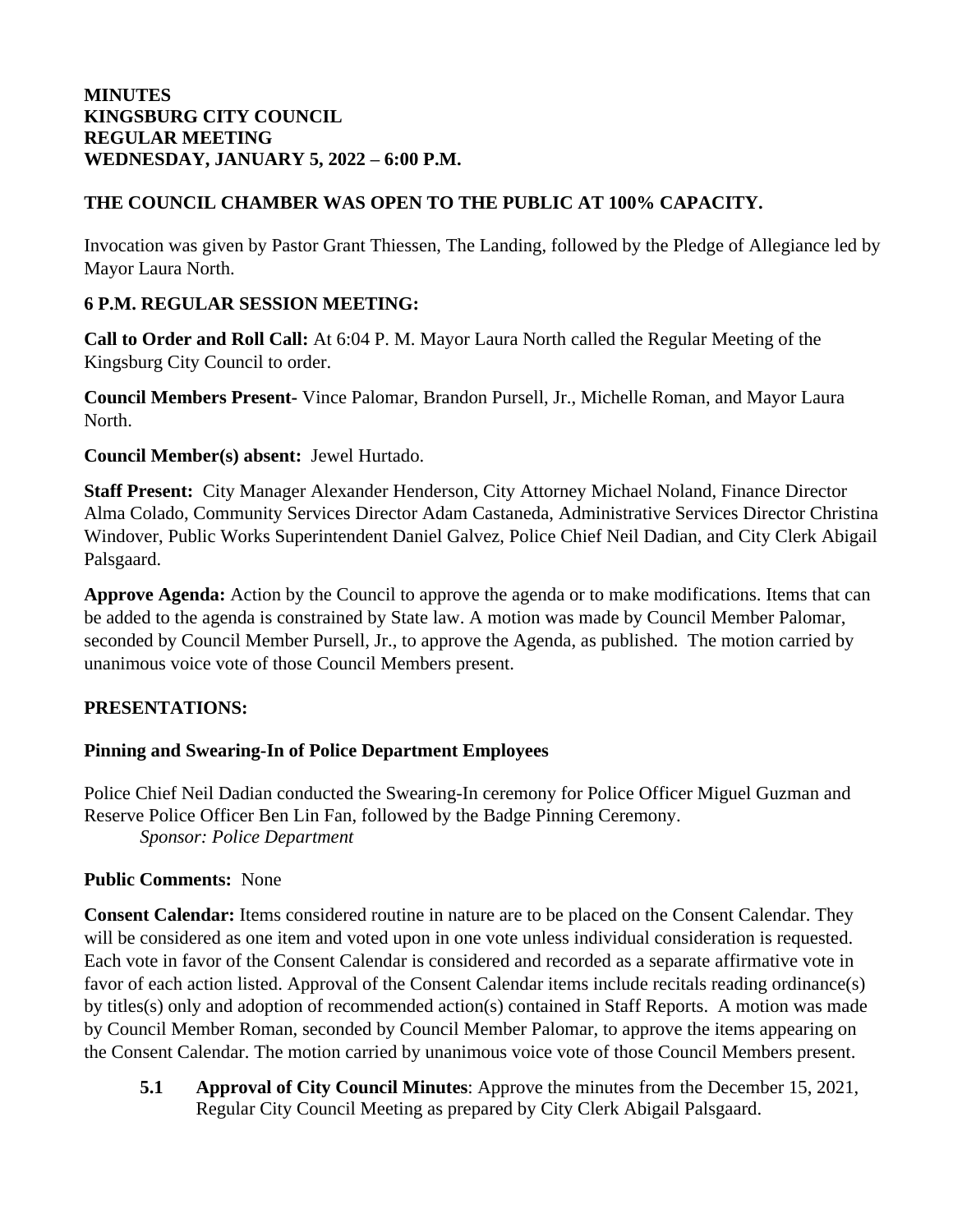**MINUTES**
**KINGSBURG CITY COUNCIL**
**REGULAR MEETING**
**WEDNESDAY, JANUARY 5, 2022 – 6:00 P.M.**

**THE COUNCIL CHAMBER WAS OPEN TO THE PUBLIC AT 100% CAPACITY.**

Invocation was given by Pastor Grant Thiessen, The Landing, followed by the Pledge of Allegiance led by Mayor Laura North.

**6 P.M. REGULAR SESSION MEETING:**

**Call to Order and Roll Call:** At 6:04 P. M. Mayor Laura North called the Regular Meeting of the Kingsburg City Council to order.

**Council Members Present-** Vince Palomar, Brandon Pursell, Jr., Michelle Roman, and Mayor Laura North.

**Council Member(s) absent:** Jewel Hurtado.

**Staff Present:** City Manager Alexander Henderson, City Attorney Michael Noland, Finance Director Alma Colado, Community Services Director Adam Castaneda, Administrative Services Director Christina Windover, Public Works Superintendent Daniel Galvez, Police Chief Neil Dadian, and City Clerk Abigail Palsgaard.

**Approve Agenda:** Action by the Council to approve the agenda or to make modifications. Items that can be added to the agenda is constrained by State law. A motion was made by Council Member Palomar, seconded by Council Member Pursell, Jr., to approve the Agenda, as published. The motion carried by unanimous voice vote of those Council Members present.

**PRESENTATIONS:**

**Pinning and Swearing-In of Police Department Employees**

Police Chief Neil Dadian conducted the Swearing-In ceremony for Police Officer Miguel Guzman and Reserve Police Officer Ben Lin Fan, followed by the Badge Pinning Ceremony.
*Sponsor: Police Department*

**Public Comments:** None

**Consent Calendar:** Items considered routine in nature are to be placed on the Consent Calendar. They will be considered as one item and voted upon in one vote unless individual consideration is requested. Each vote in favor of the Consent Calendar is considered and recorded as a separate affirmative vote in favor of each action listed. Approval of the Consent Calendar items include recitals reading ordinance(s) by titles(s) only and adoption of recommended action(s) contained in Staff Reports. A motion was made by Council Member Roman, seconded by Council Member Palomar, to approve the items appearing on the Consent Calendar. The motion carried by unanimous voice vote of those Council Members present.

**5.1 Approval of City Council Minutes**: Approve the minutes from the December 15, 2021, Regular City Council Meeting as prepared by City Clerk Abigail Palsgaard.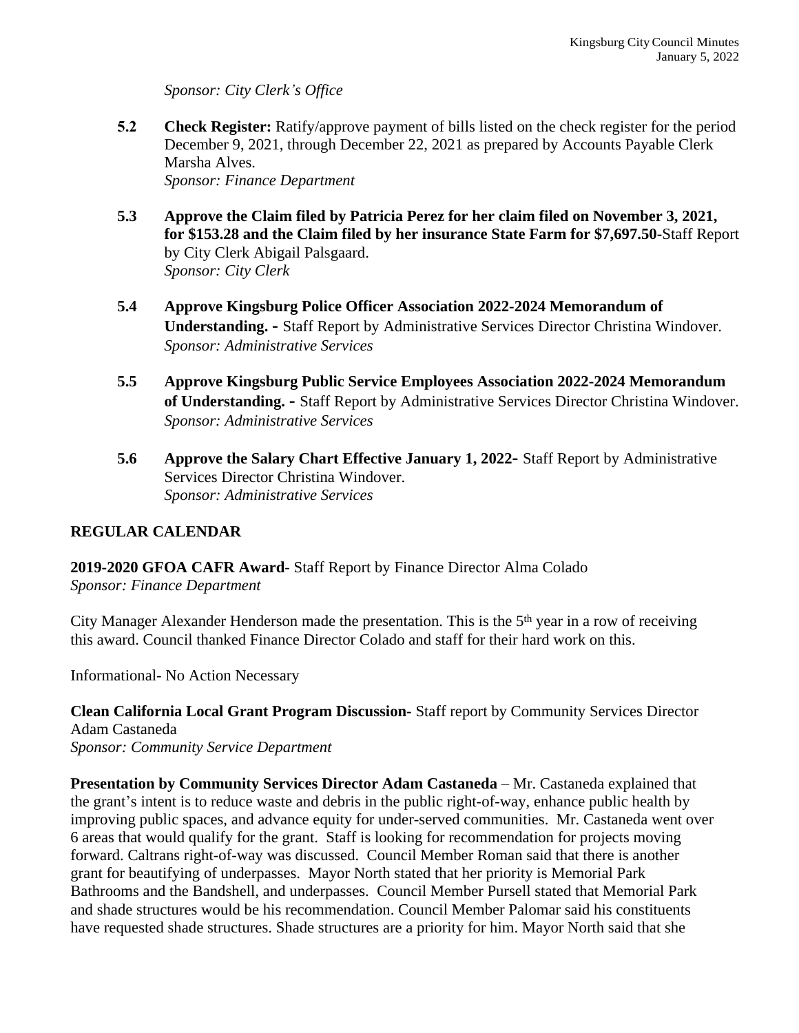*Sponsor: City Clerk's Office*

**5.2** **Check Register:** Ratify/approve payment of bills listed on the check register for the period December 9, 2021, through December 22, 2021 as prepared by Accounts Payable Clerk Marsha Alves.
*Sponsor: Finance Department*

**5.3** **Approve the Claim filed by Patricia Perez for her claim filed on November 3, 2021, for $153.28 and the Claim filed by her insurance State Farm for $7,697.50-**Staff Report by City Clerk Abigail Palsgaard.
*Sponsor: City Clerk*

**5.4** **Approve Kingsburg Police Officer Association 2022-2024 Memorandum of Understanding. -** Staff Report by Administrative Services Director Christina Windover.
*Sponsor: Administrative Services*

**5.5** **Approve Kingsburg Public Service Employees Association 2022-2024 Memorandum of Understanding. -** Staff Report by Administrative Services Director Christina Windover.
*Sponsor: Administrative Services*

**5.6** **Approve the Salary Chart Effective January 1, 2022-** Staff Report by Administrative Services Director Christina Windover.
*Sponsor: Administrative Services*

## REGULAR CALENDAR

**2019-2020 GFOA CAFR Award**- Staff Report by Finance Director Alma Colado
*Sponsor: Finance Department*

City Manager Alexander Henderson made the presentation. This is the 5th year in a row of receiving this award. Council thanked Finance Director Colado and staff for their hard work on this.

Informational- No Action Necessary

**Clean California Local Grant Program Discussion-** Staff report by Community Services Director Adam Castaneda
*Sponsor: Community Service Department*

**Presentation by Community Services Director Adam Castaneda** – Mr. Castaneda explained that the grant's intent is to reduce waste and debris in the public right-of-way, enhance public health by improving public spaces, and advance equity for under-served communities. Mr. Castaneda went over 6 areas that would qualify for the grant. Staff is looking for recommendation for projects moving forward. Caltrans right-of-way was discussed. Council Member Roman said that there is another grant for beautifying of underpasses. Mayor North stated that her priority is Memorial Park Bathrooms and the Bandshell, and underpasses. Council Member Pursell stated that Memorial Park and shade structures would be his recommendation. Council Member Palomar said his constituents have requested shade structures. Shade structures are a priority for him. Mayor North said that she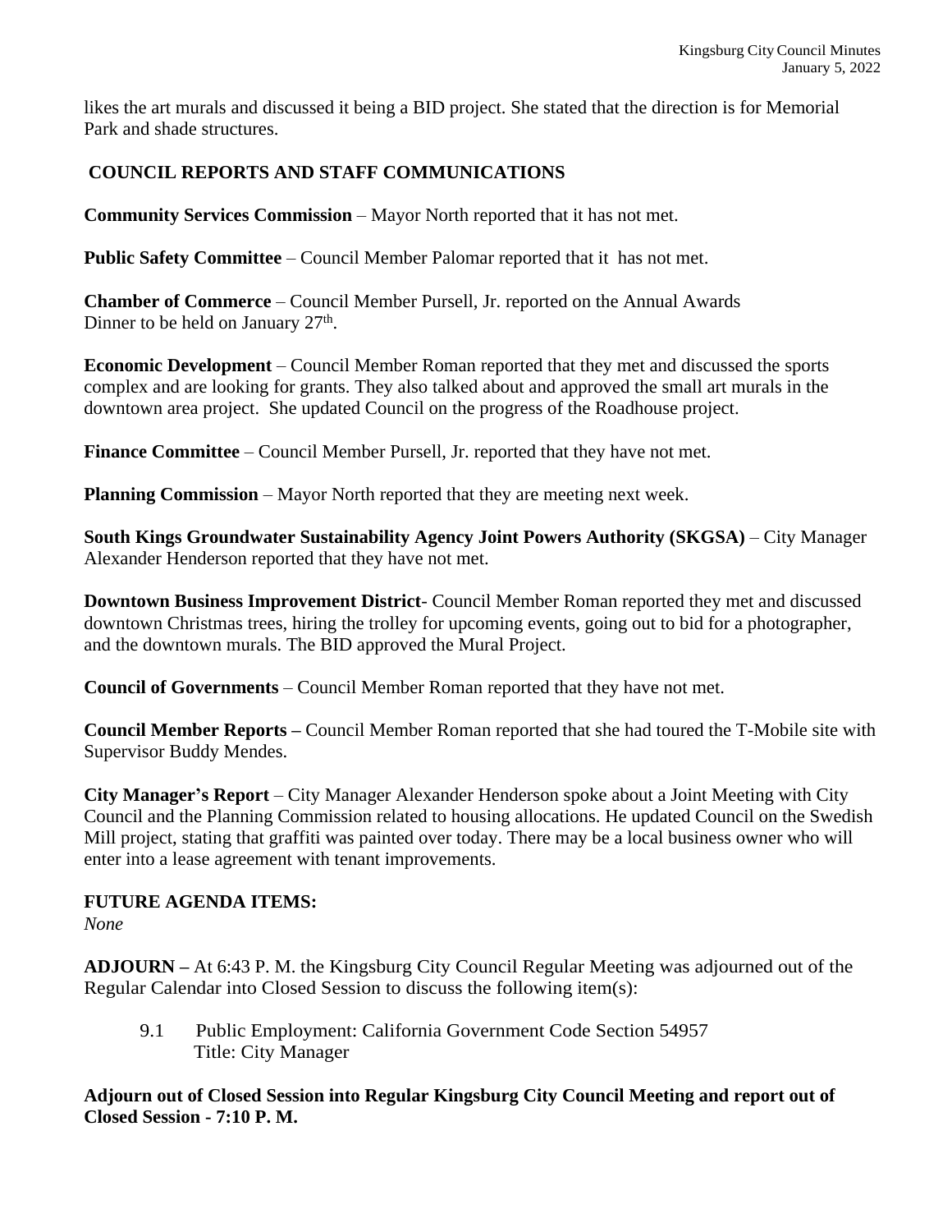likes the art murals and discussed it being a BID project. She stated that the direction is for Memorial Park and shade structures.

## COUNCIL REPORTS AND STAFF COMMUNICATIONS

**Community Services Commission** – Mayor North reported that it has not met.

**Public Safety Committee** – Council Member Palomar reported that it has not met.

**Chamber of Commerce** – Council Member Pursell, Jr. reported on the Annual Awards Dinner to be held on January 27th.

**Economic Development** – Council Member Roman reported that they met and discussed the sports complex and are looking for grants. They also talked about and approved the small art murals in the downtown area project. She updated Council on the progress of the Roadhouse project.

**Finance Committee** – Council Member Pursell, Jr. reported that they have not met.

**Planning Commission** – Mayor North reported that they are meeting next week.

**South Kings Groundwater Sustainability Agency Joint Powers Authority (SKGSA)** – City Manager Alexander Henderson reported that they have not met.

**Downtown Business Improvement District**- Council Member Roman reported they met and discussed downtown Christmas trees, hiring the trolley for upcoming events, going out to bid for a photographer, and the downtown murals. The BID approved the Mural Project.

**Council of Governments** – Council Member Roman reported that they have not met.

**Council Member Reports –** Council Member Roman reported that she had toured the T-Mobile site with Supervisor Buddy Mendes.

**City Manager's Report** – City Manager Alexander Henderson spoke about a Joint Meeting with City Council and the Planning Commission related to housing allocations. He updated Council on the Swedish Mill project, stating that graffiti was painted over today. There may be a local business owner who will enter into a lease agreement with tenant improvements.

**FUTURE AGENDA ITEMS:**

*None*

**ADJOURN –** At 6:43 P. M. the Kingsburg City Council Regular Meeting was adjourned out of the Regular Calendar into Closed Session to discuss the following item(s):

9.1 Public Employment: California Government Code Section 54957
Title: City Manager

**Adjourn out of Closed Session into Regular Kingsburg City Council Meeting and report out of Closed Session - 7:10 P. M.**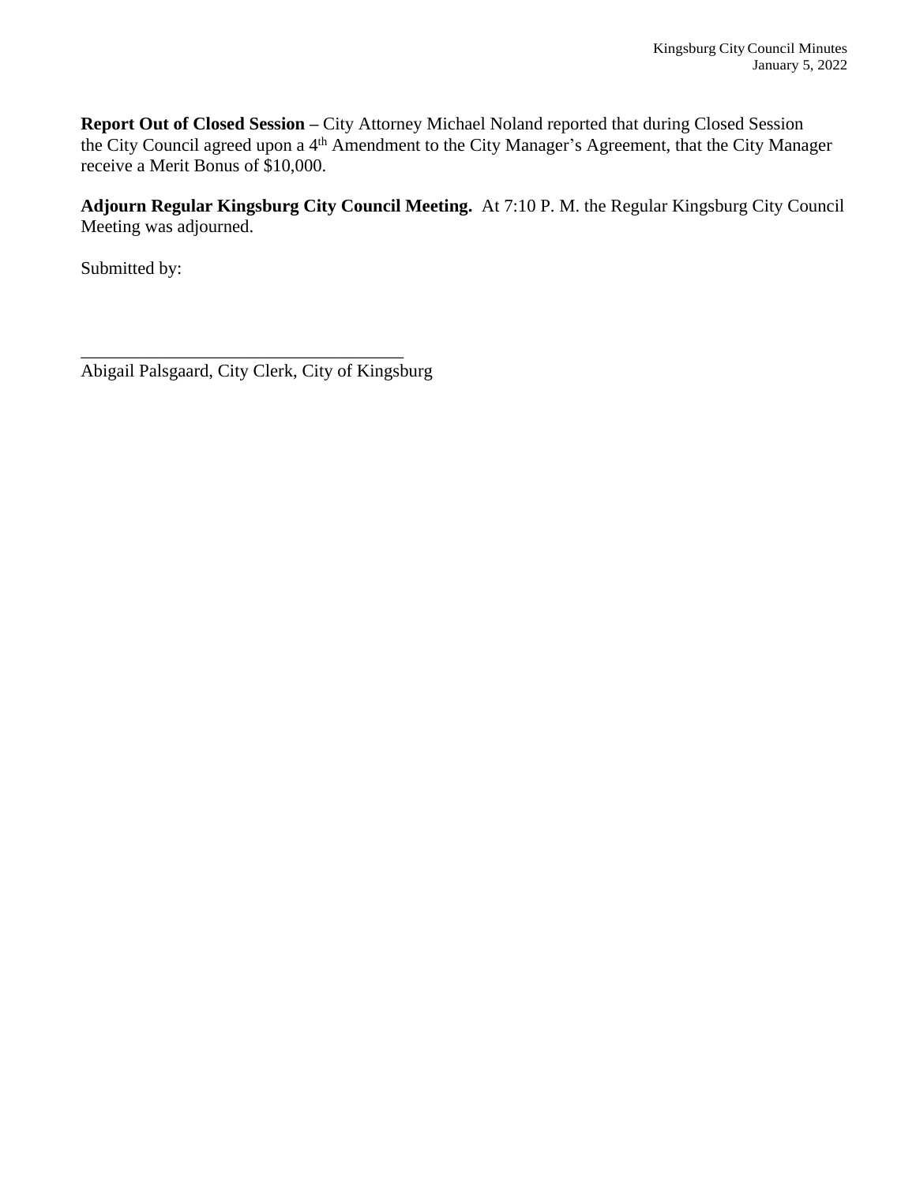**Report Out of Closed Session –** City Attorney Michael Noland reported that during Closed Session the City Council agreed upon a 4th Amendment to the City Manager's Agreement, that the City Manager receive a Merit Bonus of $10,000.

**Adjourn Regular Kingsburg City Council Meeting.** At 7:10 P. M. the Regular Kingsburg City Council Meeting was adjourned.

Submitted by:

____________________________________

Abigail Palsgaard, City Clerk, City of Kingsburg